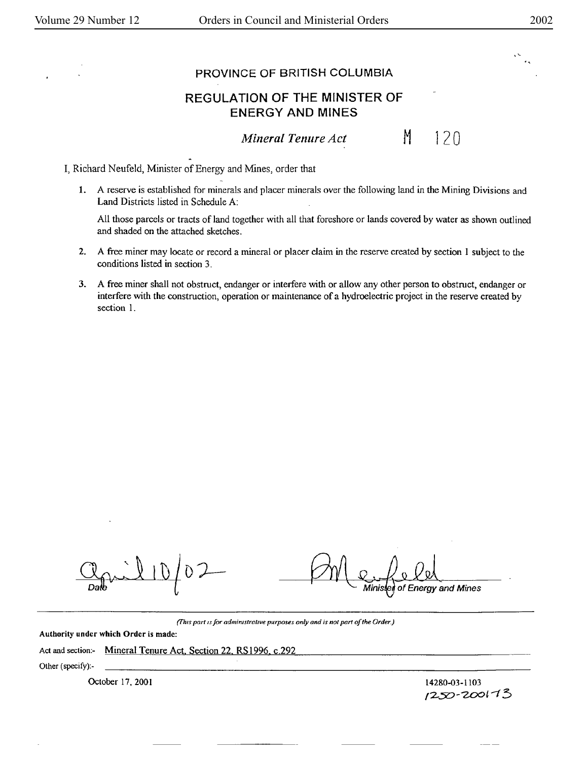# PROVINCE OF BRITISH COLUMBIA

## REGULATION OF THE MINISTER OF ENERGY AND MINES

*Mineral Tenure Act* M 120

I, Richard Neufeld, Minister of Energy and Mines, order that

1. A reserve is established for minerals and placer minerals over the following land in the Mining Divisions and Land Districts listed in Schedule A:

   All those parcels or tracts of land together with all that foreshore or lands covered by water as shown outlined and shaded on the attached sketches.

2. A free miner may locate or record a mineral or placer claim in the reserve created by section 1 subject to the conditions listed in section 3.

3. A free miner shall not obstruct, endanger or interfere with or allow any other person to obstruct, endanger or interfere with the construction, operation or maintenance of a hydroelectric project in the reserve created by section 1.

April 10/02
Date

R Neufeld
Minister of Energy and Mines

*(This part is for administrative purposes only and is not part of the Order.)*

**Authority under which Order is made:**

Act and section:- Mineral Tenure Act, Section 22, RS1996, c.292

Other (specify):-

October 17, 2001

14280-03-1103
1250-20017 3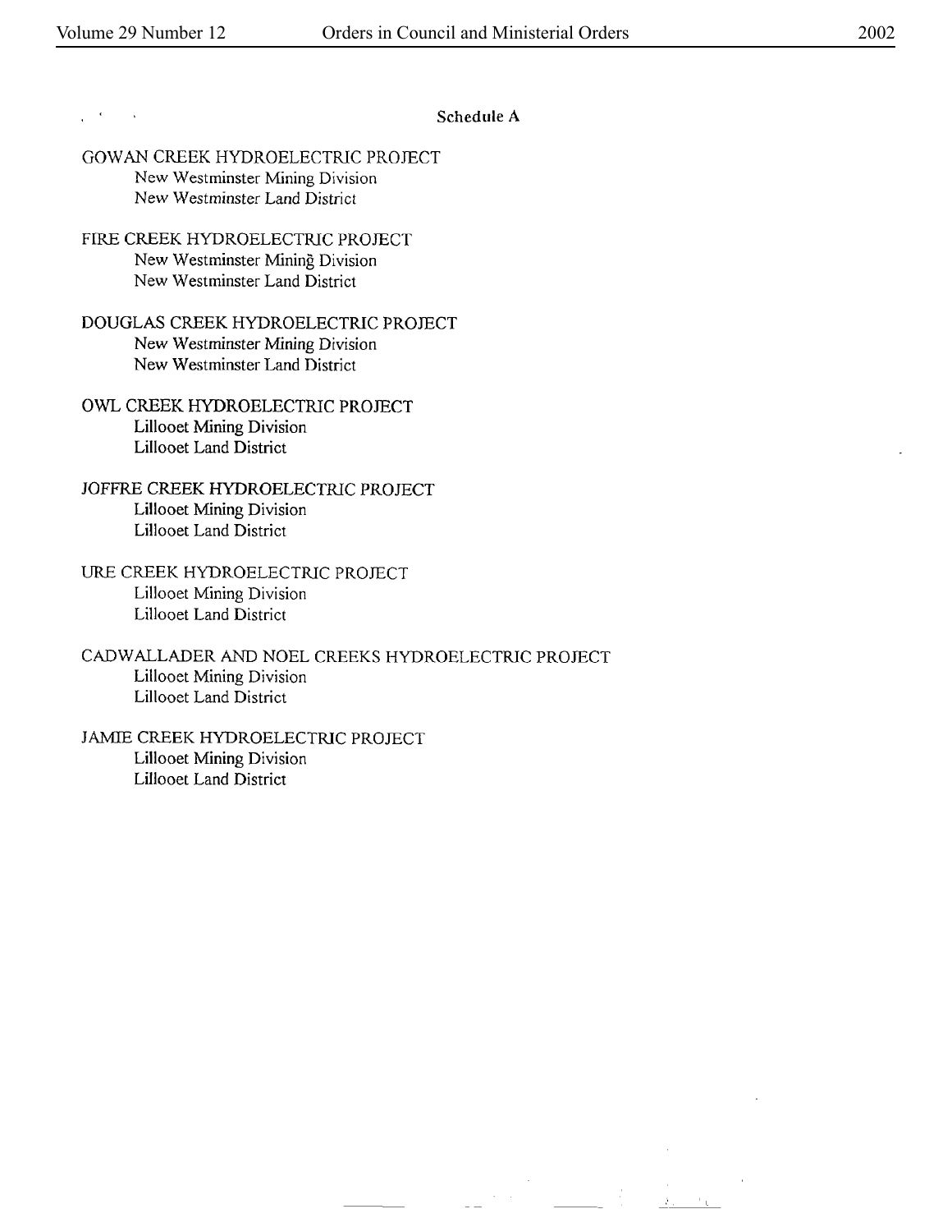## Schedule A

GOWAN CREEK HYDROELECTRIC PROJECT
New Westminster Mining Division
New Westminster Land District

FIRE CREEK HYDROELECTRIC PROJECT
New Westminster Mining Division
New Westminster Land District

DOUGLAS CREEK HYDROELECTRIC PROJECT
New Westminster Mining Division
New Westminster Land District

OWL CREEK HYDROELECTRIC PROJECT
Lillooet Mining Division
Lillooet Land District

JOFFRE CREEK HYDROELECTRIC PROJECT
Lillooet Mining Division
Lillooet Land District

URE CREEK HYDROELECTRIC PROJECT
Lillooet Mining Division
Lillooet Land District

CADWALLADER AND NOEL CREEKS HYDROELECTRIC PROJECT
Lillooet Mining Division
Lillooet Land District

JAMIE CREEK HYDROELECTRIC PROJECT
Lillooet Mining Division
Lillooet Land District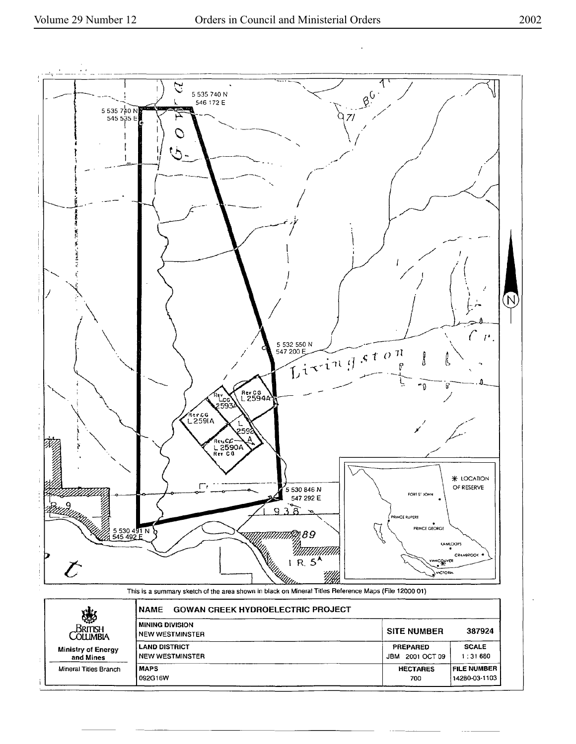5 535 740 N
546 172 E

5 535 740 N
545 535 E

5 532 550 N
547 200 E

5 530 846 N
547 292 E

5 530 491 N
545 492 E

This is a summary sketch of the area shown in black on Mineral Titles Reference Maps (File 12000 01)

| British Columbia<br>Ministry of Energy and Mines<br>Mineral Titles Branch | NAME GOWAN CREEK HYDROELECTRIC PROJECT | | |
|---|---|---|---|
| | MINING DIVISION<br>NEW WESTMINSTER | SITE NUMBER | 387924 |
| | LAND DISTRICT<br>NEW WESTMINSTER | PREPARED<br>JBM 2001 OCT 09 | SCALE<br>1 : 31 680 |
| | MAPS<br>092G16W | HECTARES<br>700 | FILE NUMBER<br>14280-03-1103 |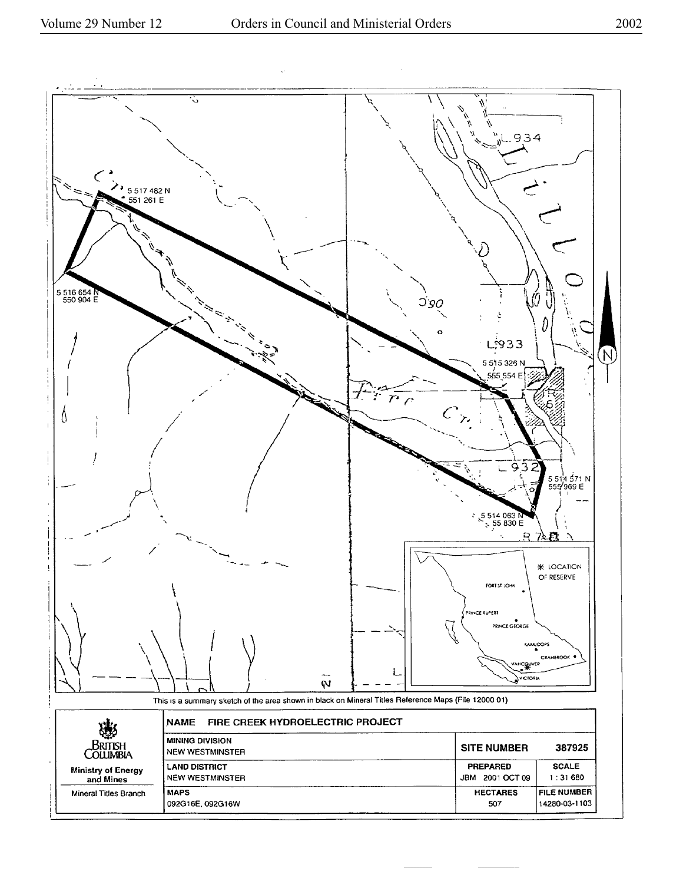5 517 482 N
551 261 E

5 516 654 N
550 904 E

L.934

L.933

5 515 326 N
555 554 E

Fire Cr.

L 932

5 514 571 N
555 969 E

5 514 063 N
55 830 E

✳ LOCATION OF RESERVE

FORT ST JOHN

PRINCE RUPERT

PRINCE GEORGE

KAMLOOPS

CRANBROOK

VANCOUVER

VICTORIA

This is a summary sketch of the area shown in black on Mineral Titles Reference Maps (File 12000 01)

| British Columbia — Ministry of Energy and Mines — Mineral Titles Branch | NAME FIRE CREEK HYDROELECTRIC PROJECT | | |
|---|---|---|---|
| | MINING DIVISION<br>NEW WESTMINSTER | SITE NUMBER | 387925 |
| | LAND DISTRICT<br>NEW WESTMINSTER | PREPARED<br>JBM 2001 OCT 09 | SCALE<br>1 : 31 680 |
| | MAPS<br>092G16E, 092G16W | HECTARES<br>507 | FILE NUMBER<br>14280-03-1103 |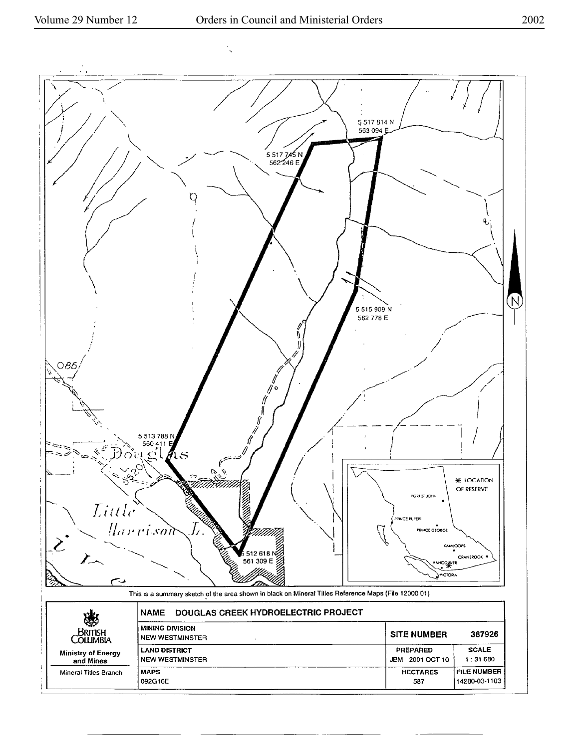5 517 814 N
563 094 E

5 517 745 N
562 246 E

5 515 909 N
562 778 E

5 513 788 N
560 411 E

5 512 618 N
561 309 E

Douglas

Little Harrison L.

✱ LOCATION OF RESERVE

FORT ST JOHN

PRINCE RUPERT

PRINCE GEORGE

KAMLOOPS

CRANBROOK

VANCOUVER

VICTORIA

This is a summary sketch of the area shown in black on Mineral Titles Reference Maps (File 12000 01)

| British Columbia<br>Ministry of Energy and Mines<br>Mineral Titles Branch | NAME DOUGLAS CREEK HYDROELECTRIC PROJECT | | |
|---|---|---|---|
| | MINING DIVISION<br>NEW WESTMINSTER | SITE NUMBER | 387926 |
| | LAND DISTRICT<br>NEW WESTMINSTER | PREPARED<br>JBM 2001 OCT 10 | SCALE<br>1 : 31 680 |
| | MAPS<br>092G16E | HECTARES<br>587 | FILE NUMBER<br>14280-03-1103 |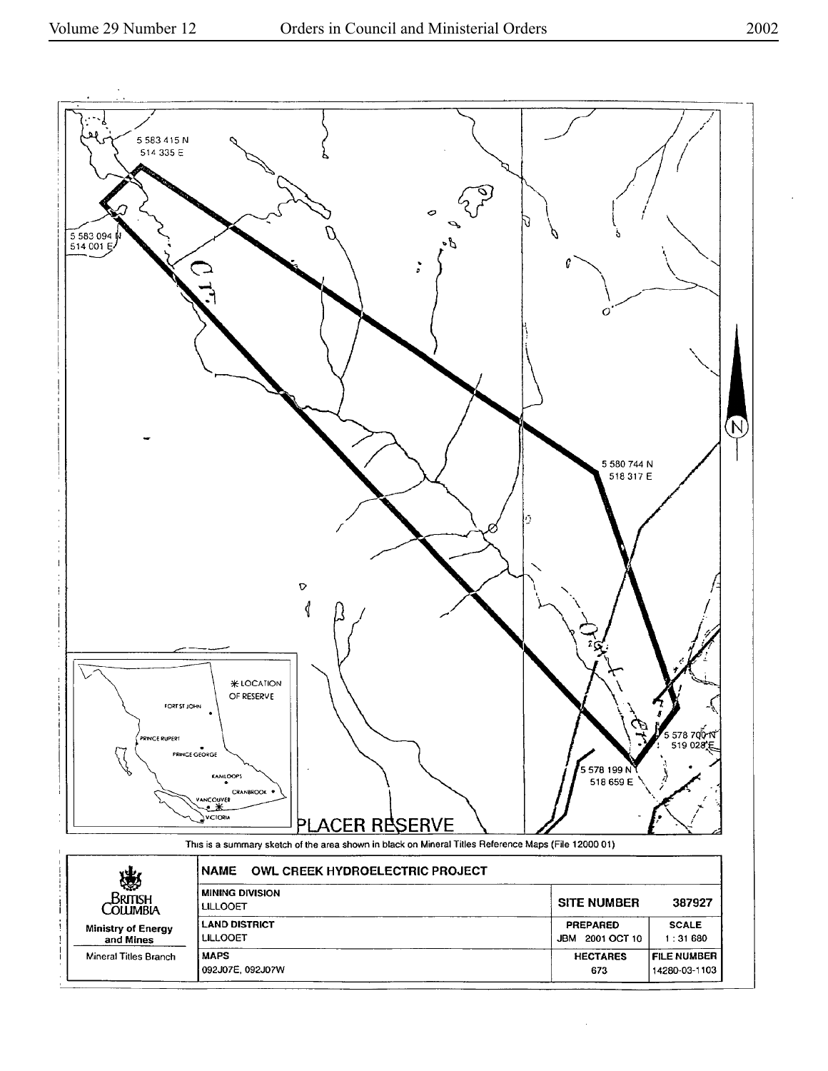5 583 415 N
514 335 E

5 583 094 N
514 001 E

5 580 744 N
518 317 E

5 578 700 N
519 028 E

5 578 199 N
518 659 E

PLACER RESERVE

* LOCATION OF RESERVE

FORT ST JOHN

PRINCE RUPERT

PRINCE GEORGE

KAMLOOPS

CRANBROOK

VANCOUVER

VICTORIA

This is a summary sketch of the area shown in black on Mineral Titles Reference Maps (File 12000 01)

| British Columbia | NAME OWL CREEK HYDROELECTRIC PROJECT | | |
|---|---|---|---|
| | MINING DIVISION<br>LILLOOET | SITE NUMBER | 387927 |
| Ministry of Energy and Mines | LAND DISTRICT<br>LILLOOET | PREPARED<br>JBM 2001 OCT 10 | SCALE<br>1 : 31 680 |
| Mineral Titles Branch | MAPS<br>092J07E, 092J07W | HECTARES<br>673 | FILE NUMBER<br>14280-03-1103 |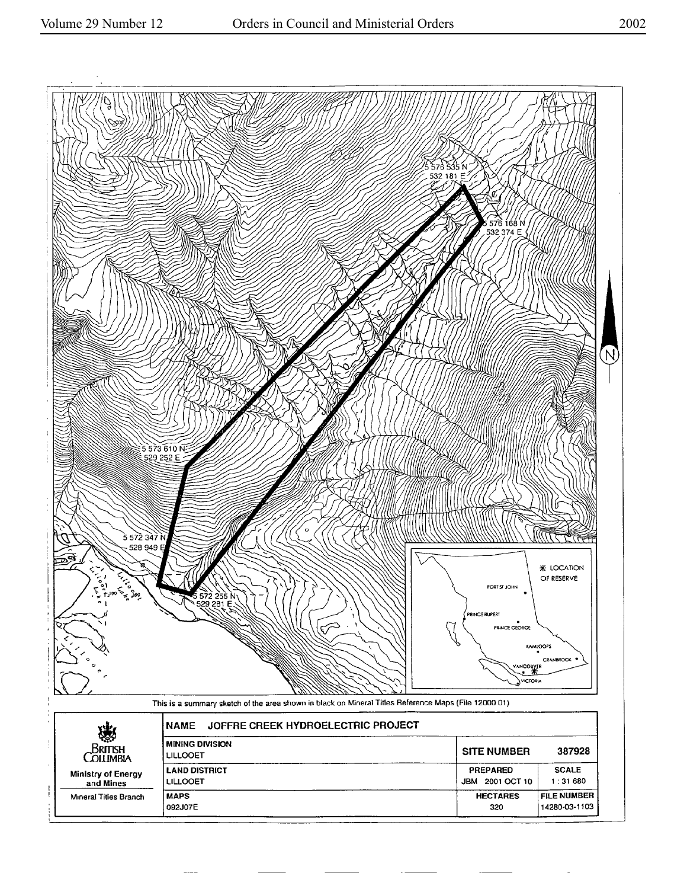5 576 535 N
532 181 E

5 576 168 N
532 374 E

5 573 610 N
529 252 E

5 572 347 N
528 949 E

5 572 255 N
529 281 E

Lillooet Lake

LOCATION OF RESERVE

FORT ST JOHN

PRINCE RUPERT

PRINCE GEORGE

KAMLOOPS

CRANBROOK

VANCOUVER

VICTORIA

This is a summary sketch of the area shown in black on Mineral Titles Reference Maps (File 12000 01)

| British Columbia Ministry of Energy and Mines Mineral Titles Branch | **NAME** JOFFRE CREEK HYDROELECTRIC PROJECT | | |
|---|---|---|---|
| | **MINING DIVISION** LILLOOET | **SITE NUMBER** | **387928** |
| | **LAND DISTRICT** LILLOOET | **PREPARED** JBM 2001 OCT 10 | **SCALE** 1 : 31 680 |
| | **MAPS** 092J07E | **HECTARES** 320 | **FILE NUMBER** 14280-03-1103 |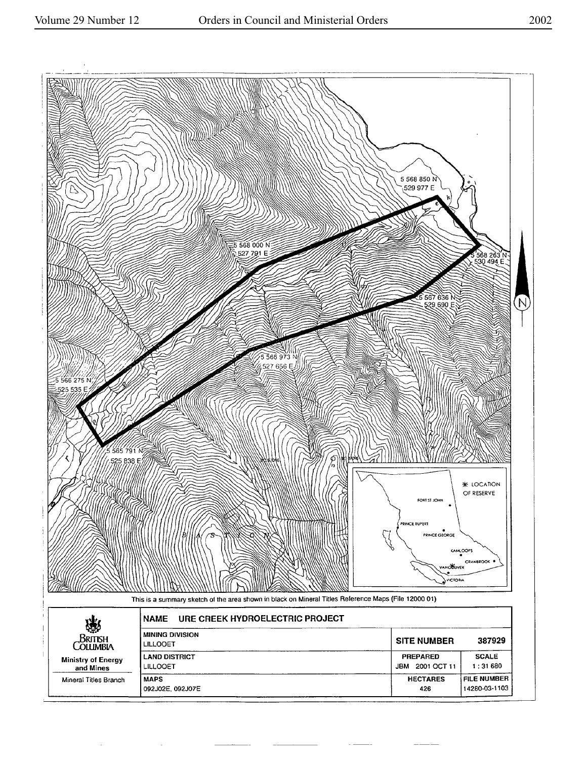5 568 850 N
529 977 E

5 568 000 N
527 791 E

5 568 263 N
530 494 E

5 567 636 N
529 690 E

5 566 973 N
527 656 E

5 566 275 N
525 535 E

5 565 791 N
525 838 E

BASTION

✱ LOCATION OF RESERVE

FORT ST JOHN

PRINCE RUPERT

PRINCE GEORGE

KAMLOOPS

CRANBROOK

VANCOUVER

VICTORIA

This is a summary sketch of the area shown in black on Mineral Titles Reference Maps (File 12000 01)

| British Columbia<br>Ministry of Energy and Mines<br>Mineral Titles Branch | NAME URE CREEK HYDROELECTRIC PROJECT | | |
|---|---|---|---|
| | MINING DIVISION<br>LILLOOET | SITE NUMBER | 387929 |
| | LAND DISTRICT<br>LILLOOET | PREPARED<br>JBM 2001 OCT 11 | SCALE<br>1 : 31 680 |
| | MAPS<br>092J02E, 092J07E | HECTARES<br>426 | FILE NUMBER<br>14280-03-1103 |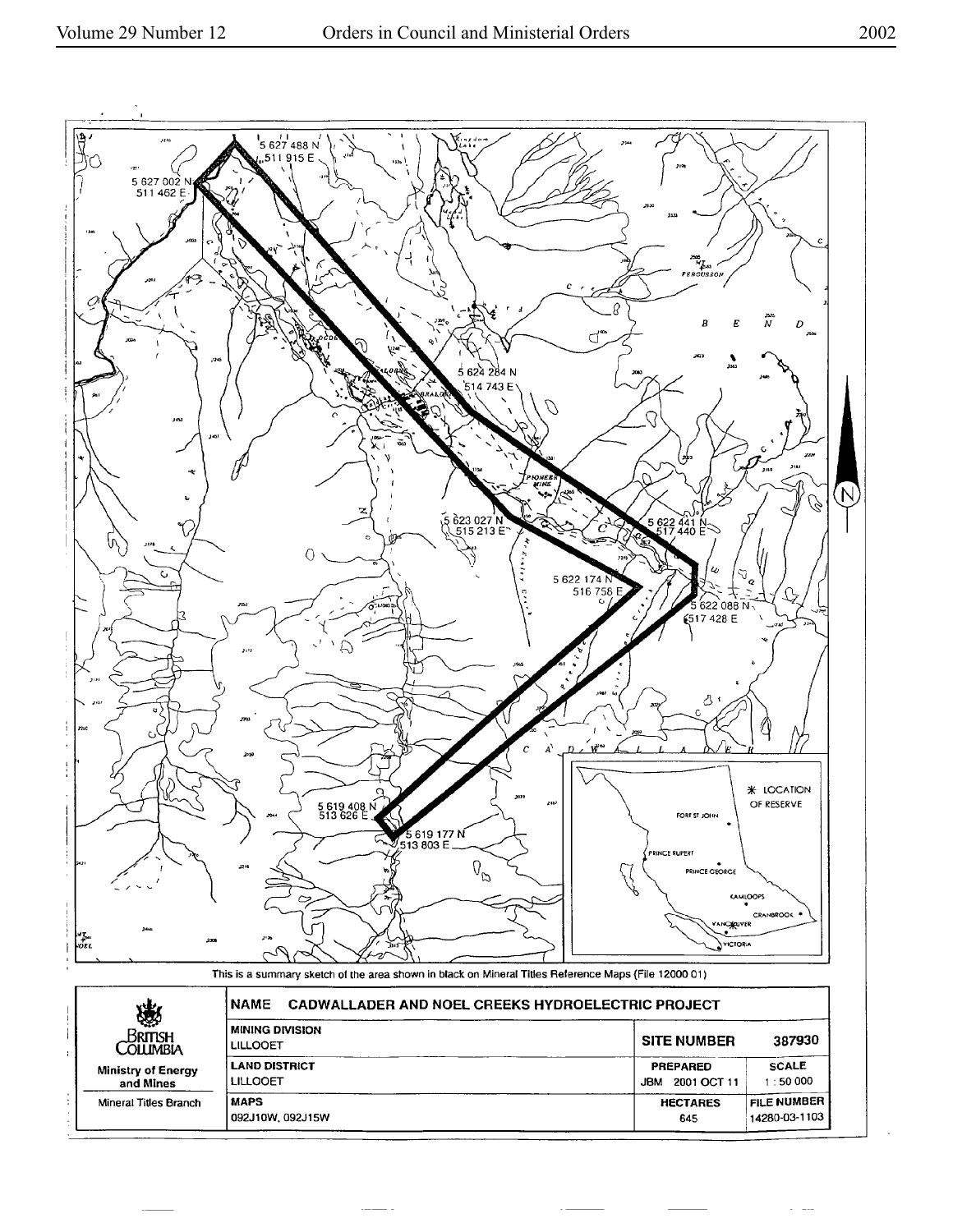5 627 488 N
511 915 E

5 627 002 N
511 462 E

5 624 284 N
514 743 E

5 623 027 N
515 213 E

5 622 441 N
517 440 E

5 622 174 N
516 758 E

5 622 088 N
517 428 E

5 619 408 N
513 626 E

5 619 177 N
513 803 E

LOCATION OF RESERVE

This is a summary sketch of the area shown in black on Mineral Titles Reference Maps (File 12000 01)

| British Columbia | NAME CADWALLADER AND NOEL CREEKS HYDROELECTRIC PROJECT | | |
|---|---|---|---|
| | MINING DIVISION LILLOOET | SITE NUMBER | 387930 |
| Ministry of Energy and Mines | LAND DISTRICT LILLOOET | PREPARED JBM 2001 OCT 11 | SCALE 1 : 50 000 |
| Mineral Titles Branch | MAPS 092J10W, 092J15W | HECTARES 645 | FILE NUMBER 14280-03-1103 |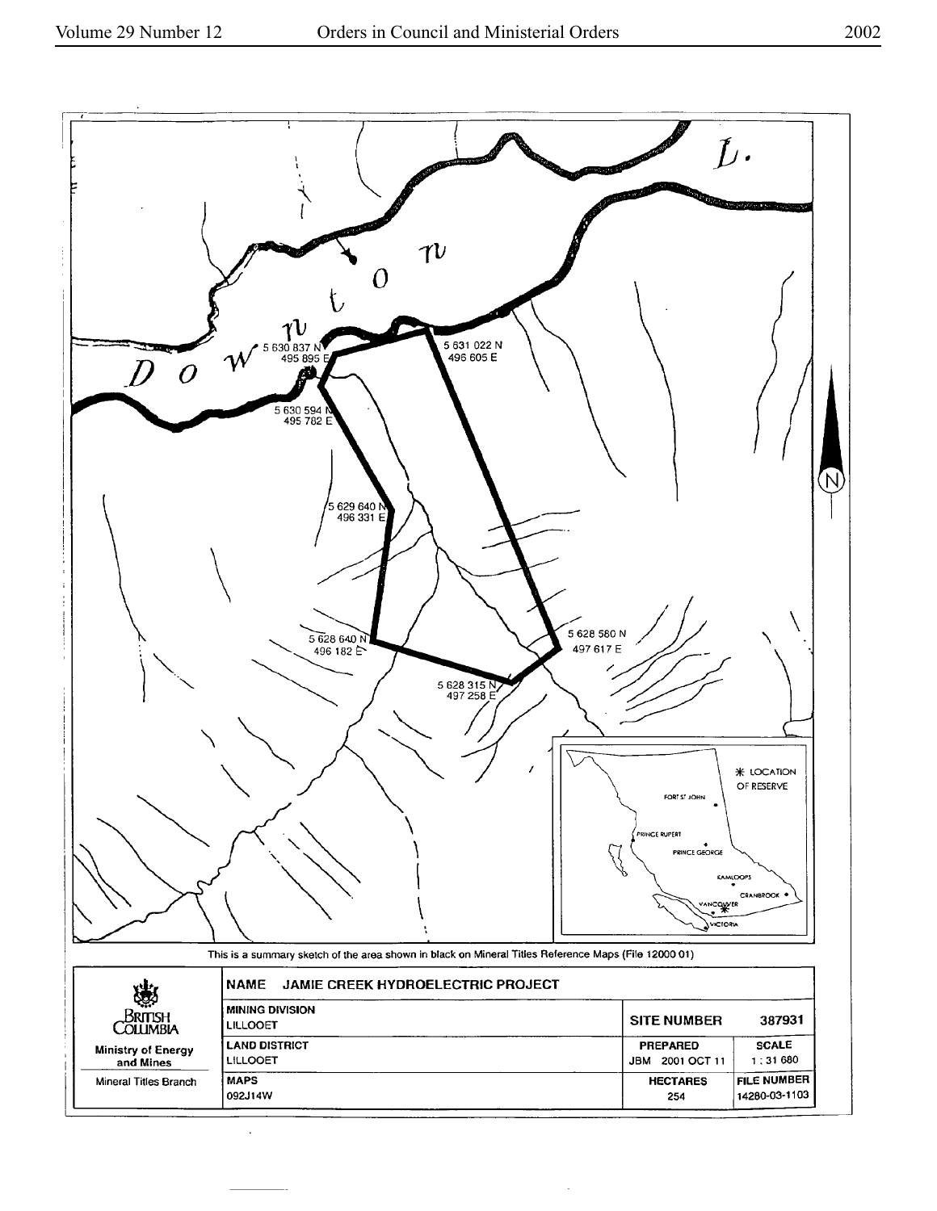Downton L.

5 630 837 N
495 895 E

5 631 022 N
496 605 E

5 630 594 N
495 782 E

5 629 640 N
496 331 E

5 628 640 N
496 182 E

5 628 580 N
497 617 E

5 628 315 N
497 258 E

N

LOCATION OF RESERVE

FORT ST JOHN

PRINCE RUPERT

PRINCE GEORGE

KAMLOOPS

CRANBROOK

VANCOUVER

VICTORIA

This is a summary sketch of the area shown in black on Mineral Titles Reference Maps (File 12000 01)

| | | | |
|---|---|---|---|
| British Columbia | **NAME** JAMIE CREEK HYDROELECTRIC PROJECT | | |
| | **MINING DIVISION** LILLOOET | **SITE NUMBER** | **387931** |
| Ministry of Energy and Mines | **LAND DISTRICT** LILLOOET | **PREPARED** JBM 2001 OCT 11 | **SCALE** 1 : 31 680 |
| Mineral Titles Branch | **MAPS** 092J14W | **HECTARES** 254 | **FILE NUMBER** 14280-03-1103 |